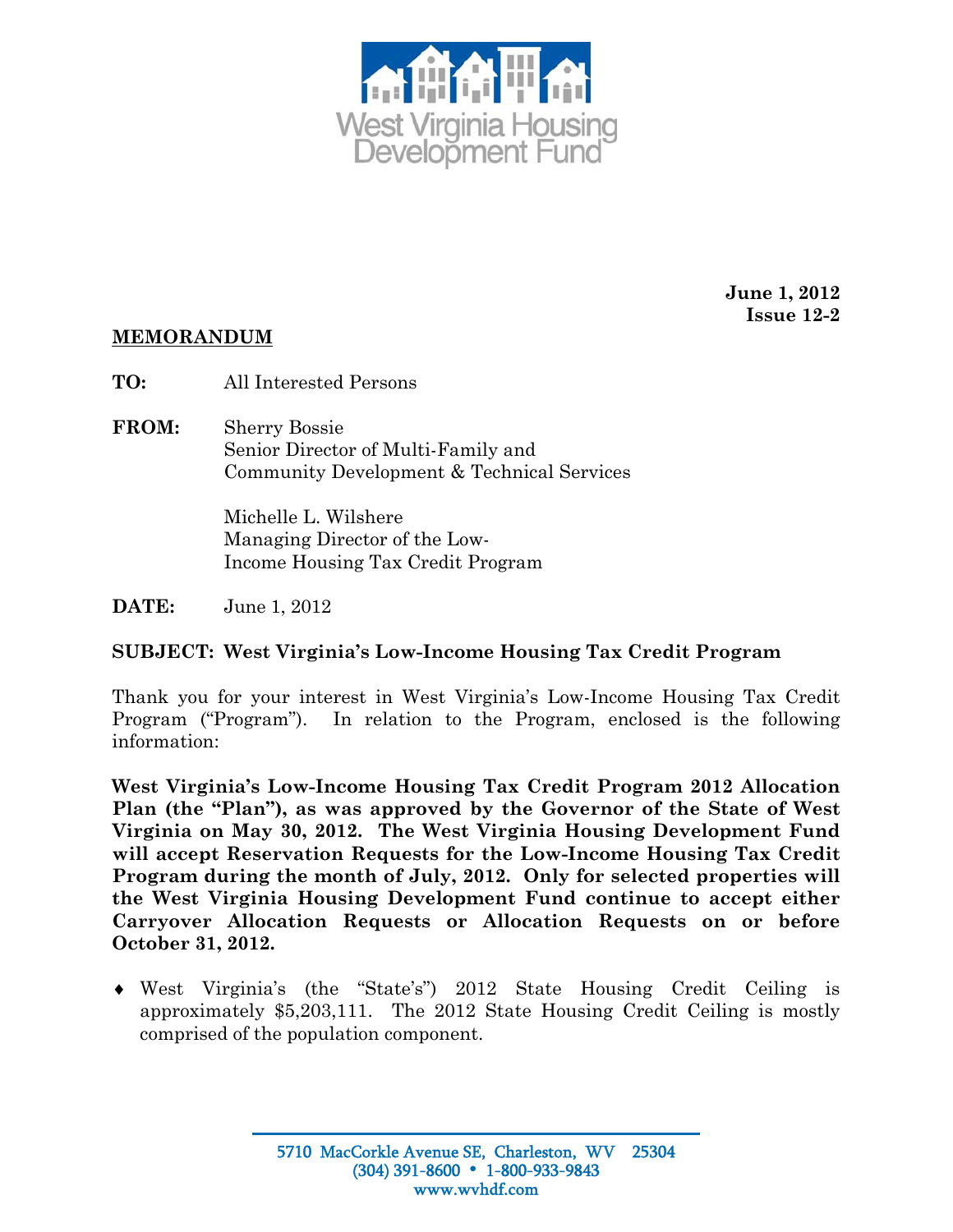West Virginia Housing Development Fund

**June 1, 2012**
**Issue 12-2**

**MEMORANDUM**

**TO:** All Interested Persons

**FROM:** Sherry Bossie
Senior Director of Multi-Family and
Community Development & Technical Services

Michelle L. Wilshere
Managing Director of the Low-
Income Housing Tax Credit Program

**DATE:** June 1, 2012

**SUBJECT: West Virginia's Low-Income Housing Tax Credit Program**

Thank you for your interest in West Virginia's Low-Income Housing Tax Credit Program ("Program"). In relation to the Program, enclosed is the following information:

**West Virginia's Low-Income Housing Tax Credit Program 2012 Allocation Plan (the "Plan"), as was approved by the Governor of the State of West Virginia on May 30, 2012. The West Virginia Housing Development Fund will accept Reservation Requests for the Low-Income Housing Tax Credit Program during the month of July, 2012. Only for selected properties will the West Virginia Housing Development Fund continue to accept either Carryover Allocation Requests or Allocation Requests on or before October 31, 2012.**

- West Virginia's (the "State's") 2012 State Housing Credit Ceiling is approximately $5,203,111. The 2012 State Housing Credit Ceiling is mostly comprised of the population component.

5710 MacCorkle Avenue SE, Charleston, WV 25304
(304) 391-8600 • 1-800-933-9843
www.wvhdf.com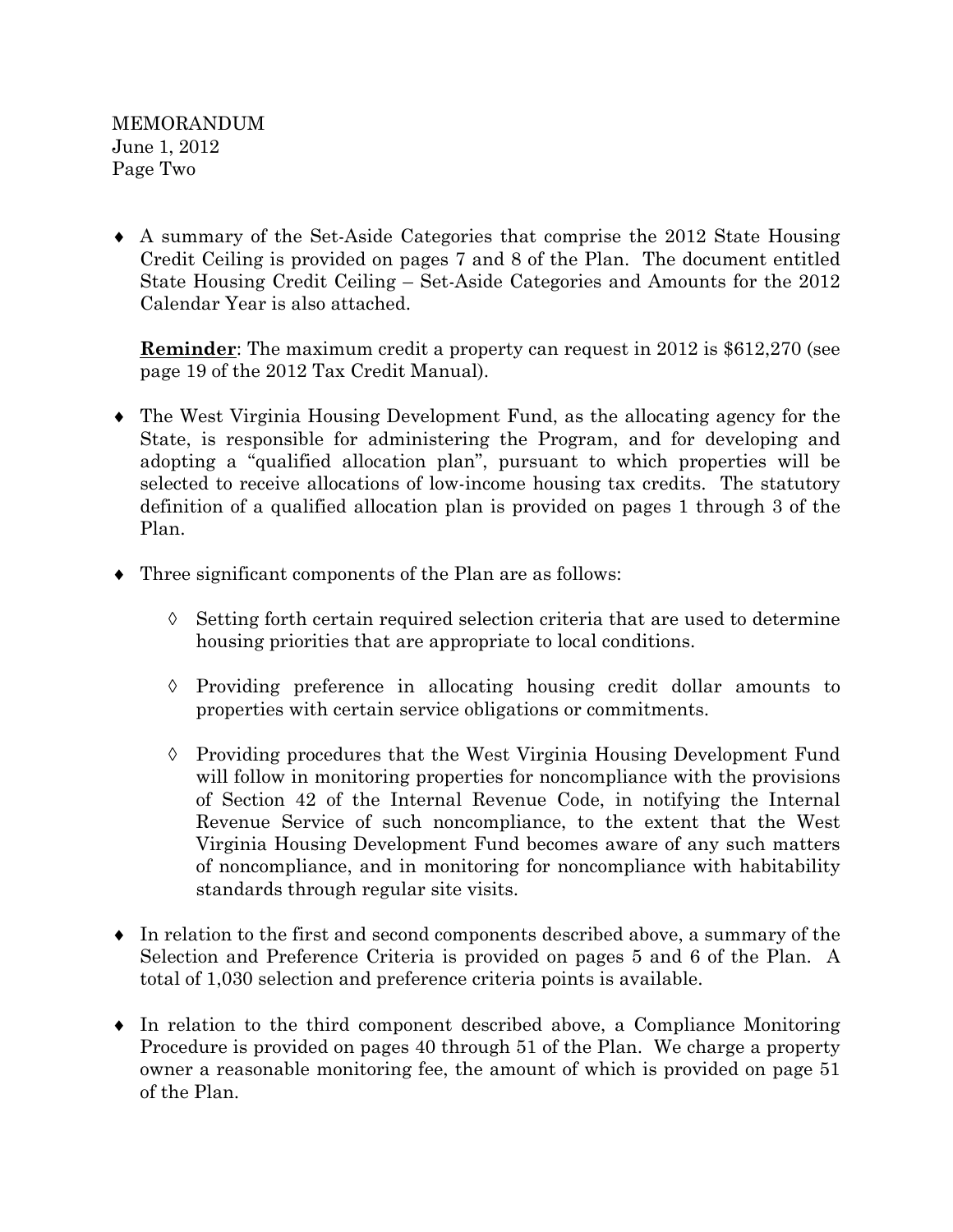- A summary of the Set-Aside Categories that comprise the 2012 State Housing Credit Ceiling is provided on pages 7 and 8 of the Plan. The document entitled State Housing Credit Ceiling – Set-Aside Categories and Amounts for the 2012 Calendar Year is also attached.

  **<u>Reminder</u>**: The maximum credit a property can request in 2012 is $612,270 (see page 19 of the 2012 Tax Credit Manual).

- The West Virginia Housing Development Fund, as the allocating agency for the State, is responsible for administering the Program, and for developing and adopting a "qualified allocation plan", pursuant to which properties will be selected to receive allocations of low-income housing tax credits. The statutory definition of a qualified allocation plan is provided on pages 1 through 3 of the Plan.

- Three significant components of the Plan are as follows:

  - Setting forth certain required selection criteria that are used to determine housing priorities that are appropriate to local conditions.

  - Providing preference in allocating housing credit dollar amounts to properties with certain service obligations or commitments.

  - Providing procedures that the West Virginia Housing Development Fund will follow in monitoring properties for noncompliance with the provisions of Section 42 of the Internal Revenue Code, in notifying the Internal Revenue Service of such noncompliance, to the extent that the West Virginia Housing Development Fund becomes aware of any such matters of noncompliance, and in monitoring for noncompliance with habitability standards through regular site visits.

- In relation to the first and second components described above, a summary of the Selection and Preference Criteria is provided on pages 5 and 6 of the Plan. A total of 1,030 selection and preference criteria points is available.

- In relation to the third component described above, a Compliance Monitoring Procedure is provided on pages 40 through 51 of the Plan. We charge a property owner a reasonable monitoring fee, the amount of which is provided on page 51 of the Plan.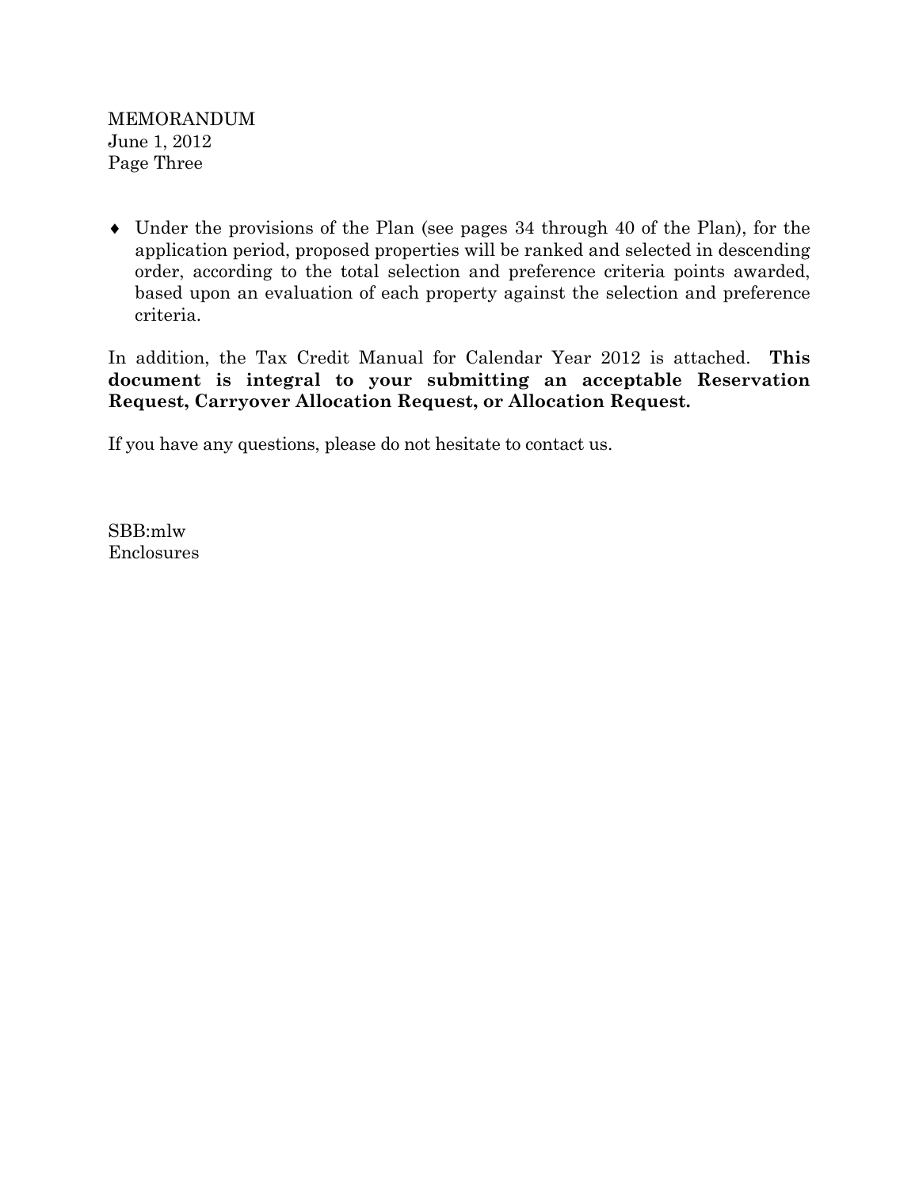- Under the provisions of the Plan (see pages 34 through 40 of the Plan), for the application period, proposed properties will be ranked and selected in descending order, according to the total selection and preference criteria points awarded, based upon an evaluation of each property against the selection and preference criteria.

In addition, the Tax Credit Manual for Calendar Year 2012 is attached. **This document is integral to your submitting an acceptable Reservation Request, Carryover Allocation Request, or Allocation Request.**

If you have any questions, please do not hesitate to contact us.

SBB:mlw
Enclosures